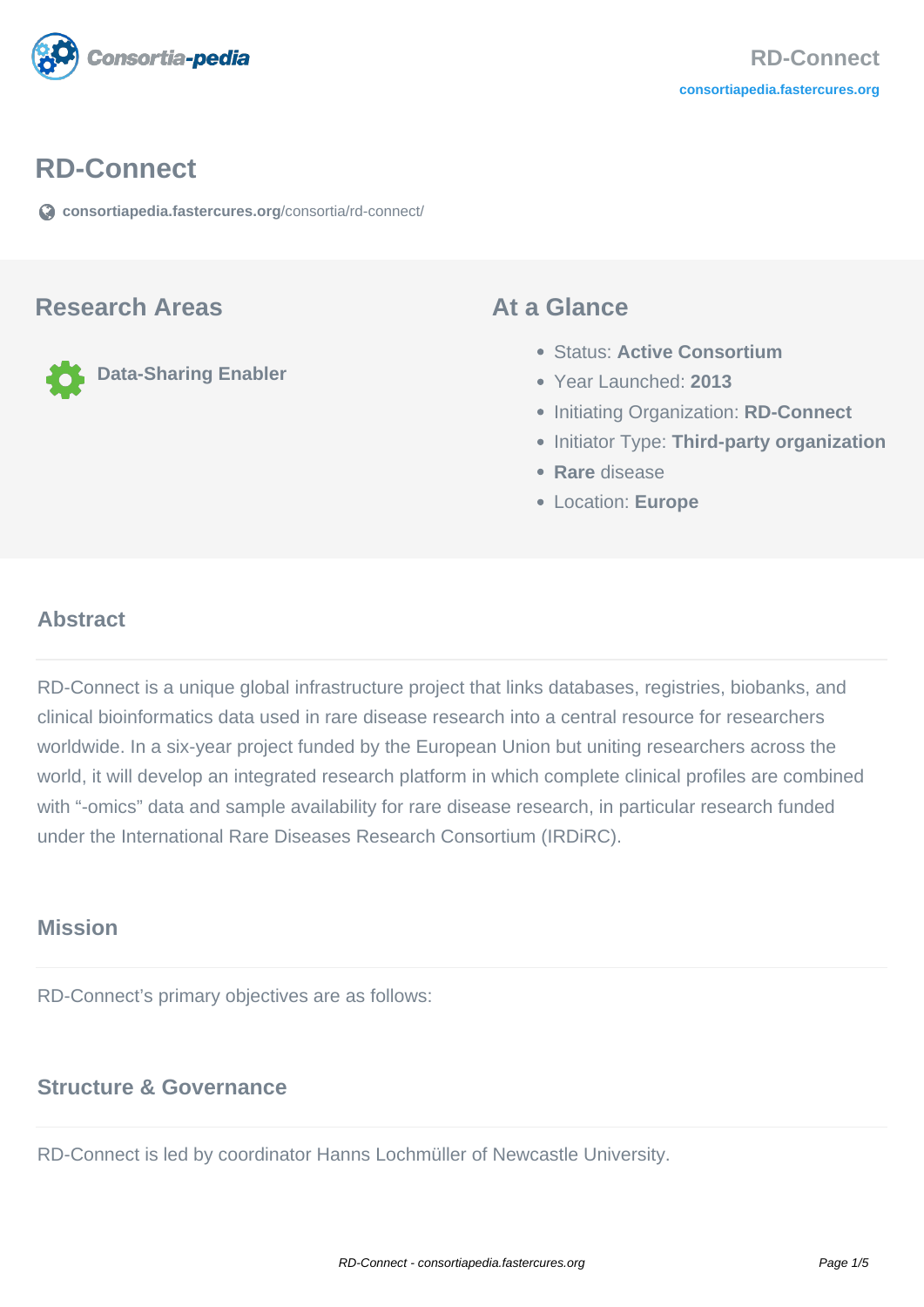# RD-Connect

consortiapedia.fastercures.org/consortia/rd-connect/

## Research Areas

Data-Sharing Enabler

## At a Glance

- Status: **Active Consortium**
- Year Launched: **2013**
- Initiating Organization: **RD-Connect**
- Initiator Type: **Third-party organization**
- **Rare** disease
- Location: **Europe**

### Abstract

RD-Connect is a unique global infrastructure project that links databases, registries, biobanks, and clinical bioinformatics data used in rare disease research into a central resource for researchers worldwide. In a six-year project funded by the European Union but uniting researchers across the world, it will develop an integrated research platform in which complete clinical profiles are combined with "-omics" data and sample availability for rare disease research, in particular research funded under the International Rare Diseases Research Consortium (IRDiRC).

### Mission

RD-Connect's primary objectives are as follows:

### Structure & Governance

RD-Connect is led by coordinator Hanns Lochmüller of Newcastle University.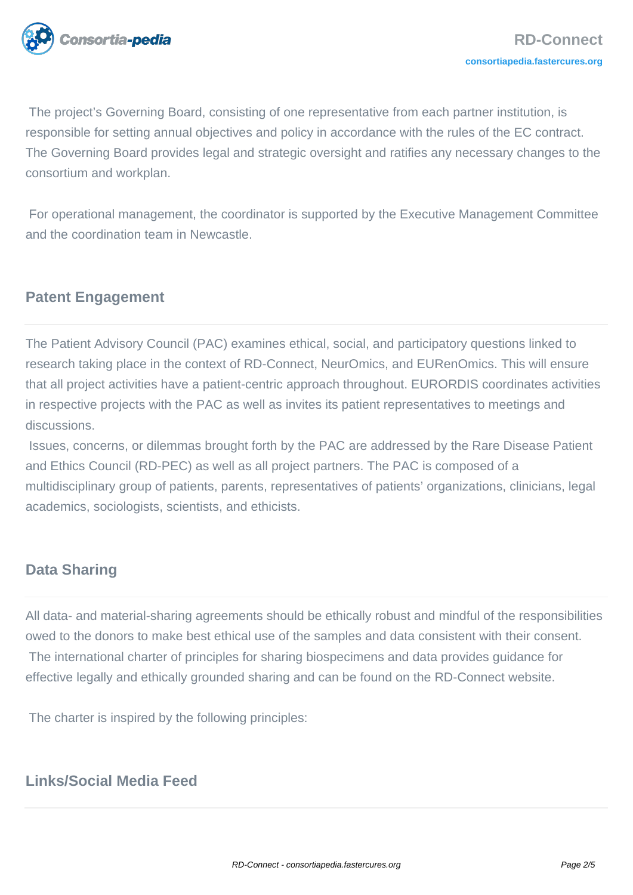The project's Governing Board, consisting of one representative from each partner institution, is responsible for setting annual objectives and policy in accordance with the rules of the EC contract. The Governing Board provides legal and strategic oversight and ratifies any necessary changes to the consortium and workplan.

For operational management, the coordinator is supported by the Executive Management Committee and the coordination team in Newcastle.

## Patent Engagement

The Patient Advisory Council (PAC) examines ethical, social, and participatory questions linked to research taking place in the context of RD-Connect, NeurOmics, and EURenOmics. This will ensure that all project activities have a patient-centric approach throughout. EURORDIS coordinates activities in respective projects with the PAC as well as invites its patient representatives to meetings and discussions.

Issues, concerns, or dilemmas brought forth by the PAC are addressed by the Rare Disease Patient and Ethics Council (RD-PEC) as well as all project partners. The PAC is composed of a multidisciplinary group of patients, parents, representatives of patients' organizations, clinicians, legal academics, sociologists, scientists, and ethicists.

## Data Sharing

All data- and material-sharing agreements should be ethically robust and mindful of the responsibilities owed to the donors to make best ethical use of the samples and data consistent with their consent.
The international charter of principles for sharing biospecimens and data provides guidance for effective legally and ethically grounded sharing and can be found on the RD-Connect website.

The charter is inspired by the following principles:

## Links/Social Media Feed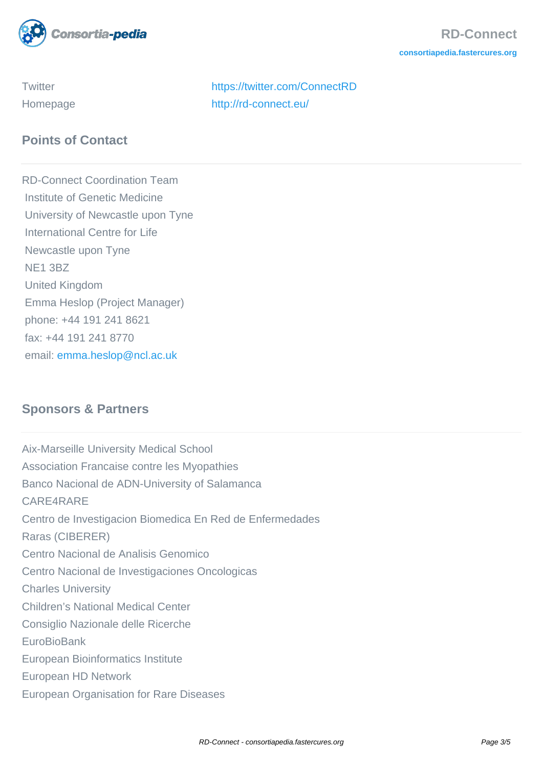| | |
|---|---|
| Twitter | https://twitter.com/ConnectRD |
| Homepage | http://rd-connect.eu/ |

## Points of Contact

RD-Connect Coordination Team
Institute of Genetic Medicine
University of Newcastle upon Tyne
International Centre for Life
Newcastle upon Tyne
NE1 3BZ
United Kingdom
Emma Heslop (Project Manager)
phone: +44 191 241 8621
fax: +44 191 241 8770
email: emma.heslop@ncl.ac.uk

## Sponsors & Partners

Aix-Marseille University Medical School
Association Francaise contre les Myopathies
Banco Nacional de ADN-University of Salamanca
CARE4RARE
Centro de Investigacion Biomedica En Red de Enfermedades Raras (CIBERER)
Centro Nacional de Analisis Genomico
Centro Nacional de Investigaciones Oncologicas
Charles University
Children's National Medical Center
Consiglio Nazionale delle Ricerche
EuroBioBank
European Bioinformatics Institute
European HD Network
European Organisation for Rare Diseases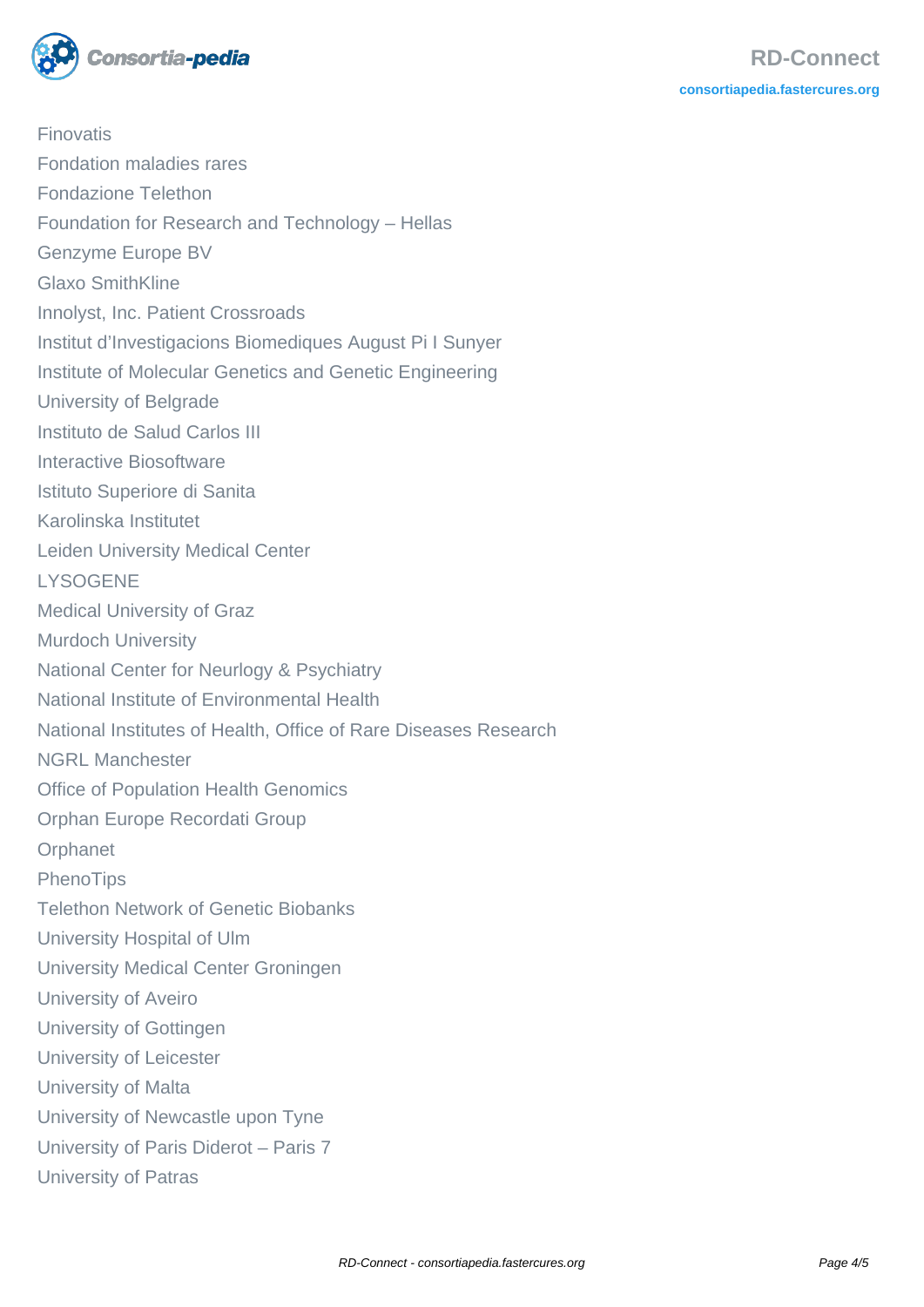Finovatis
Fondation maladies rares
Fondazione Telethon
Foundation for Research and Technology – Hellas
Genzyme Europe BV
Glaxo SmithKline
Innolyst, Inc. Patient Crossroads
Institut d'Investigacions Biomediques August Pi I Sunyer
Institute of Molecular Genetics and Genetic Engineering
University of Belgrade
Instituto de Salud Carlos III
Interactive Biosoftware
Istituto Superiore di Sanita
Karolinska Institutet
Leiden University Medical Center
LYSOGENE
Medical University of Graz
Murdoch University
National Center for Neurlogy & Psychiatry
National Institute of Environmental Health
National Institutes of Health, Office of Rare Diseases Research
NGRL Manchester
Office of Population Health Genomics
Orphan Europe Recordati Group
Orphanet
PhenoTips
Telethon Network of Genetic Biobanks
University Hospital of Ulm
University Medical Center Groningen
University of Aveiro
University of Gottingen
University of Leicester
University of Malta
University of Newcastle upon Tyne
University of Paris Diderot – Paris 7
University of Patras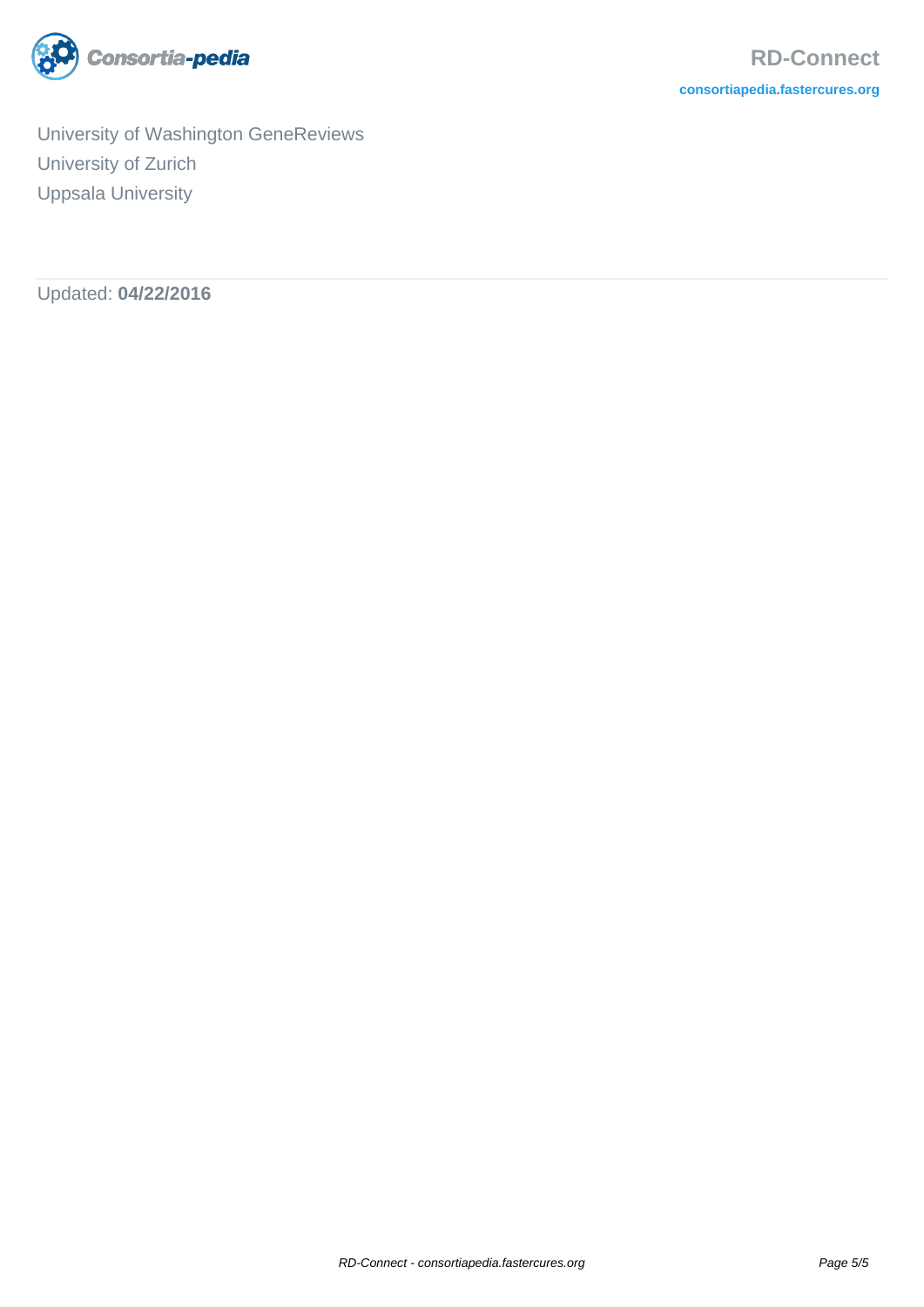University of Washington GeneReviews
University of Zurich
Uppsala University

Updated: **04/22/2016**